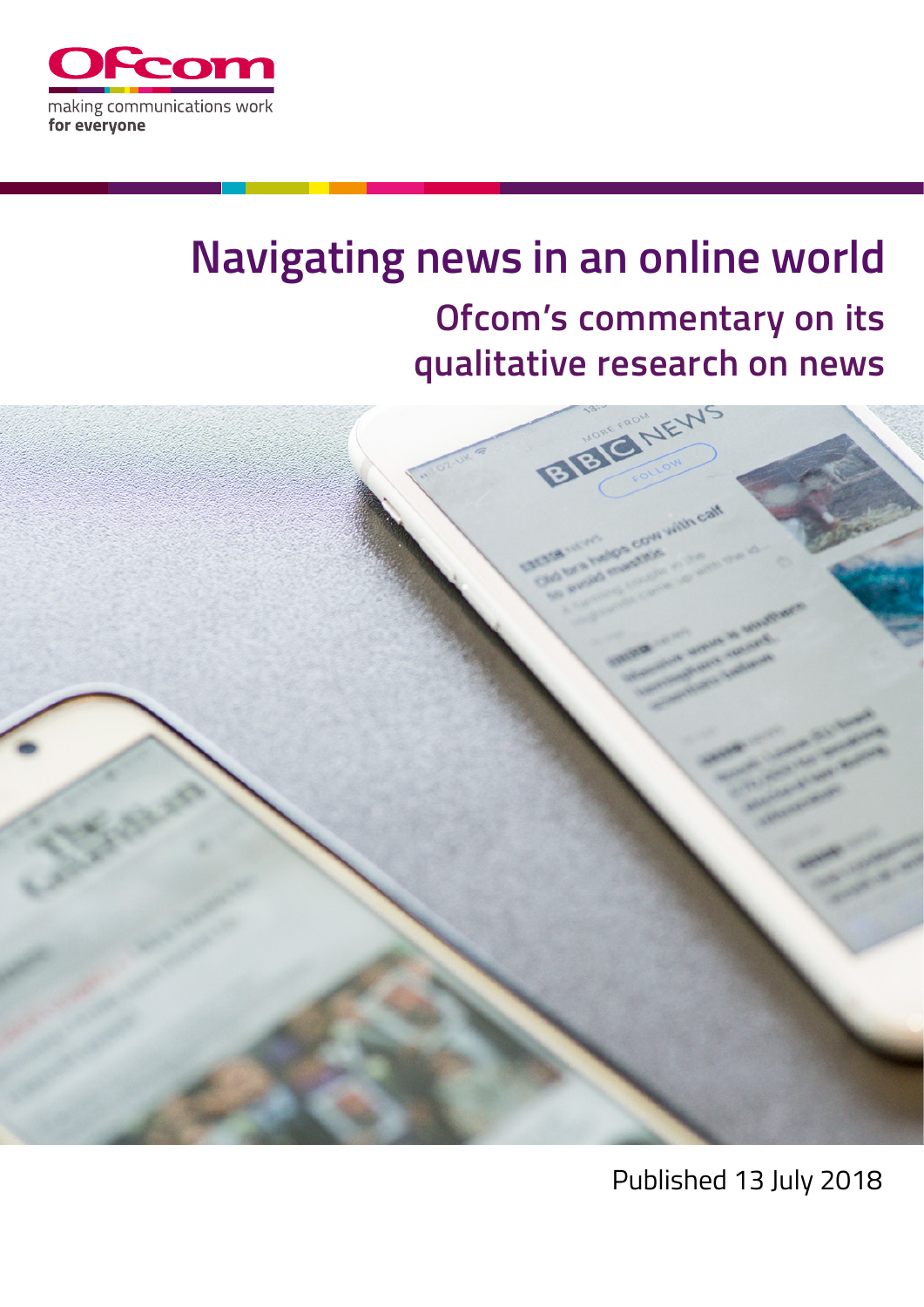Ofcom

making communications work
**for everyone**

# Navigating news in an online world

## Ofcom's commentary on its qualitative research on news

Published 13 July 2018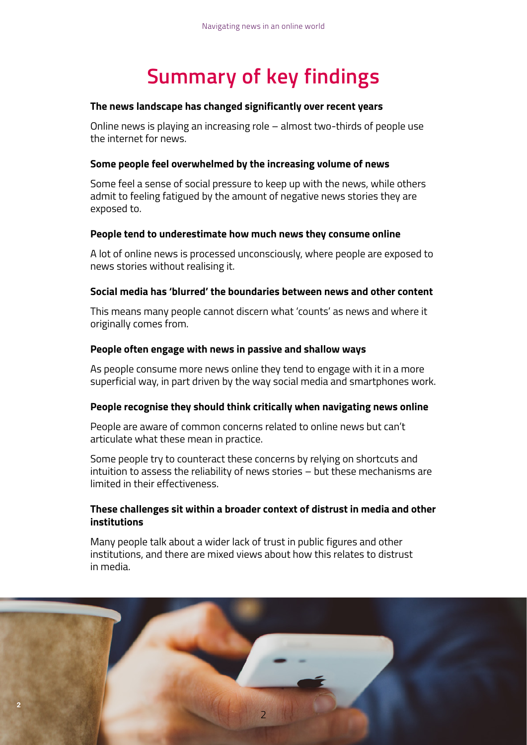# Summary of key findings

**The news landscape has changed significantly over recent years**

Online news is playing an increasing role – almost two-thirds of people use the internet for news.

**Some people feel overwhelmed by the increasing volume of news**

Some feel a sense of social pressure to keep up with the news, while others admit to feeling fatigued by the amount of negative news stories they are exposed to.

**People tend to underestimate how much news they consume online**

A lot of online news is processed unconsciously, where people are exposed to news stories without realising it.

**Social media has 'blurred' the boundaries between news and other content**

This means many people cannot discern what 'counts' as news and where it originally comes from.

**People often engage with news in passive and shallow ways**

As people consume more news online they tend to engage with it in a more superficial way, in part driven by the way social media and smartphones work.

**People recognise they should think critically when navigating news online**

People are aware of common concerns related to online news but can't articulate what these mean in practice.

Some people try to counteract these concerns by relying on shortcuts and intuition to assess the reliability of news stories – but these mechanisms are limited in their effectiveness.

**These challenges sit within a broader context of distrust in media and other institutions**

Many people talk about a wider lack of trust in public figures and other institutions, and there are mixed views about how this relates to distrust in media.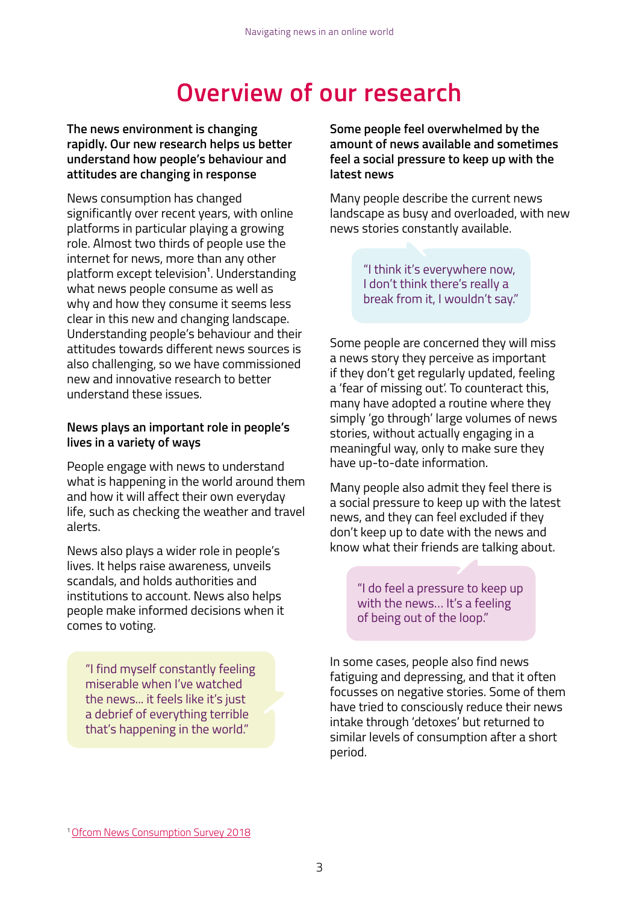# Overview of our research

**The news environment is changing rapidly. Our new research helps us better understand how people's behaviour and attitudes are changing in response**

News consumption has changed significantly over recent years, with online platforms in particular playing a growing role. Almost two thirds of people use the internet for news, more than any other platform except television[1]. Understanding what news people consume as well as why and how they consume it seems less clear in this new and changing landscape. Understanding people's behaviour and their attitudes towards different news sources is also challenging, so we have commissioned new and innovative research to better understand these issues.

**News plays an important role in people's lives in a variety of ways**

People engage with news to understand what is happening in the world around them and how it will affect their own everyday life, such as checking the weather and travel alerts.

News also plays a wider role in people's lives. It helps raise awareness, unveils scandals, and holds authorities and institutions to account. News also helps people make informed decisions when it comes to voting.

> "I find myself constantly feeling miserable when I've watched the news… it feels like it's just a debrief of everything terrible that's happening in the world."

**Some people feel overwhelmed by the amount of news available and sometimes feel a social pressure to keep up with the latest news**

Many people describe the current news landscape as busy and overloaded, with new news stories constantly available.

> "I think it's everywhere now, I don't think there's really a break from it, I wouldn't say."

Some people are concerned they will miss a news story they perceive as important if they don't get regularly updated, feeling a 'fear of missing out'. To counteract this, many have adopted a routine where they simply 'go through' large volumes of news stories, without actually engaging in a meaningful way, only to make sure they have up-to-date information.

Many people also admit they feel there is a social pressure to keep up with the latest news, and they can feel excluded if they don't keep up to date with the news and know what their friends are talking about.

> "I do feel a pressure to keep up with the news… It's a feeling of being out of the loop."

In some cases, people also find news fatiguing and depressing, and that it often focusses on negative stories. Some of them have tried to consciously reduce their news intake through 'detoxes' but returned to similar levels of consumption after a short period.

[1] Ofcom News Consumption Survey 2018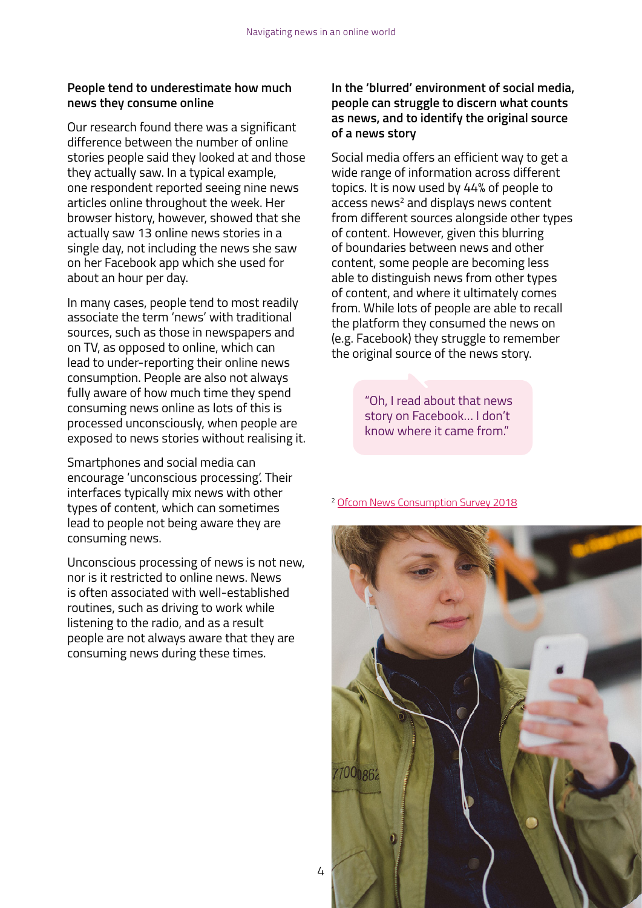### People tend to underestimate how much news they consume online

Our research found there was a significant difference between the number of online stories people said they looked at and those they actually saw. In a typical example, one respondent reported seeing nine news articles online throughout the week. Her browser history, however, showed that she actually saw 13 online news stories in a single day, not including the news she saw on her Facebook app which she used for about an hour per day.

In many cases, people tend to most readily associate the term 'news' with traditional sources, such as those in newspapers and on TV, as opposed to online, which can lead to under-reporting their online news consumption. People are also not always fully aware of how much time they spend consuming news online as lots of this is processed unconsciously, when people are exposed to news stories without realising it.

Smartphones and social media can encourage 'unconscious processing'. Their interfaces typically mix news with other types of content, which can sometimes lead to people not being aware they are consuming news.

Unconscious processing of news is not new, nor is it restricted to online news. News is often associated with well-established routines, such as driving to work while listening to the radio, and as a result people are not always aware that they are consuming news during these times.

### In the 'blurred' environment of social media, people can struggle to discern what counts as news, and to identify the original source of a news story

Social media offers an efficient way to get a wide range of information across different topics. It is now used by 44% of people to access news[2] and displays news content from different sources alongside other types of content. However, given this blurring of boundaries between news and other content, some people are becoming less able to distinguish news from other types of content, and where it ultimately comes from. While lots of people are able to recall the platform they consumed the news on (e.g. Facebook) they struggle to remember the original source of the news story.

> "Oh, I read about that news story on Facebook… I don't know where it came from."

[2] Ofcom News Consumption Survey 2018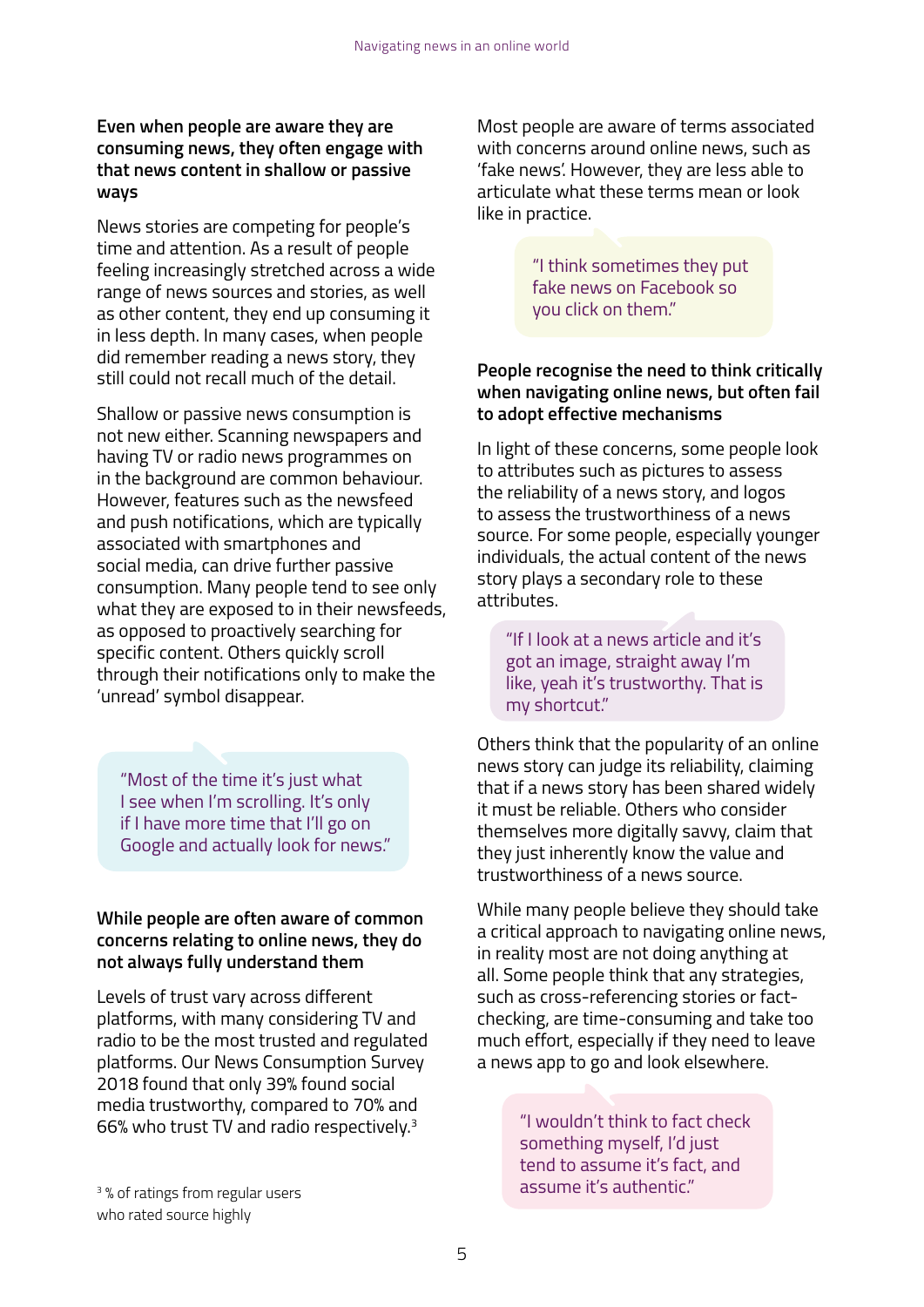**Even when people are aware they are consuming news, they often engage with that news content in shallow or passive ways**

News stories are competing for people's time and attention. As a result of people feeling increasingly stretched across a wide range of news sources and stories, as well as other content, they end up consuming it in less depth. In many cases, when people did remember reading a news story, they still could not recall much of the detail.

Shallow or passive news consumption is not new either. Scanning newspapers and having TV or radio news programmes on in the background are common behaviour. However, features such as the newsfeed and push notifications, which are typically associated with smartphones and social media, can drive further passive consumption. Many people tend to see only what they are exposed to in their newsfeeds, as opposed to proactively searching for specific content. Others quickly scroll through their notifications only to make the 'unread' symbol disappear.

> "Most of the time it's just what I see when I'm scrolling. It's only if I have more time that I'll go on Google and actually look for news."

**While people are often aware of common concerns relating to online news, they do not always fully understand them**

Levels of trust vary across different platforms, with many considering TV and radio to be the most trusted and regulated platforms. Our News Consumption Survey 2018 found that only 39% found social media trustworthy, compared to 70% and 66% who trust TV and radio respectively.[3]

Most people are aware of terms associated with concerns around online news, such as 'fake news'. However, they are less able to articulate what these terms mean or look like in practice.

> "I think sometimes they put fake news on Facebook so you click on them."

**People recognise the need to think critically when navigating online news, but often fail to adopt effective mechanisms**

In light of these concerns, some people look to attributes such as pictures to assess the reliability of a news story, and logos to assess the trustworthiness of a news source. For some people, especially younger individuals, the actual content of the news story plays a secondary role to these attributes.

> "If I look at a news article and it's got an image, straight away I'm like, yeah it's trustworthy. That is my shortcut."

Others think that the popularity of an online news story can judge its reliability, claiming that if a news story has been shared widely it must be reliable. Others who consider themselves more digitally savvy, claim that they just inherently know the value and trustworthiness of a news source.

While many people believe they should take a critical approach to navigating online news, in reality most are not doing anything at all. Some people think that any strategies, such as cross-referencing stories or fact-checking, are time-consuming and take too much effort, especially if they need to leave a news app to go and look elsewhere.

> "I wouldn't think to fact check something myself, I'd just tend to assume it's fact, and assume it's authentic."

[3] % of ratings from regular users who rated source highly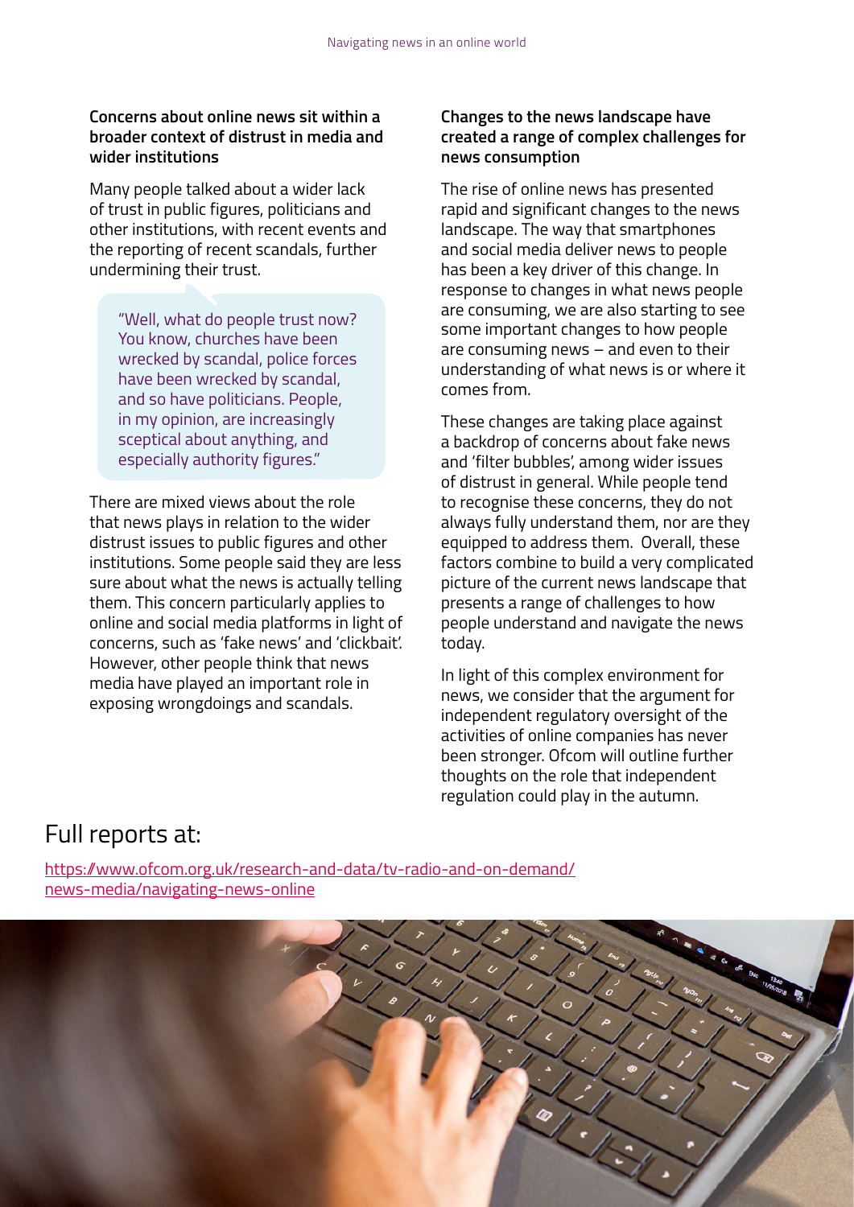### Concerns about online news sit within a broader context of distrust in media and wider institutions

Many people talked about a wider lack of trust in public figures, politicians and other institutions, with recent events and the reporting of recent scandals, further undermining their trust.

> "Well, what do people trust now? You know, churches have been wrecked by scandal, police forces have been wrecked by scandal, and so have politicians. People, in my opinion, are increasingly sceptical about anything, and especially authority figures."

There are mixed views about the role that news plays in relation to the wider distrust issues to public figures and other institutions. Some people said they are less sure about what the news is actually telling them. This concern particularly applies to online and social media platforms in light of concerns, such as 'fake news' and 'clickbait'. However, other people think that news media have played an important role in exposing wrongdoings and scandals.

### Changes to the news landscape have created a range of complex challenges for news consumption

The rise of online news has presented rapid and significant changes to the news landscape. The way that smartphones and social media deliver news to people has been a key driver of this change. In response to changes in what news people are consuming, we are also starting to see some important changes to how people are consuming news – and even to their understanding of what news is or where it comes from.

These changes are taking place against a backdrop of concerns about fake news and 'filter bubbles', among wider issues of distrust in general. While people tend to recognise these concerns, they do not always fully understand them, nor are they equipped to address them. Overall, these factors combine to build a very complicated picture of the current news landscape that presents a range of challenges to how people understand and navigate the news today.

In light of this complex environment for news, we consider that the argument for independent regulatory oversight of the activities of online companies has never been stronger. Ofcom will outline further thoughts on the role that independent regulation could play in the autumn.

## Full reports at:

[https://www.ofcom.org.uk/research-and-data/tv-radio-and-on-demand/news-media/navigating-news-online](https://www.ofcom.org.uk/research-and-data/tv-radio-and-on-demand/news-media/navigating-news-online)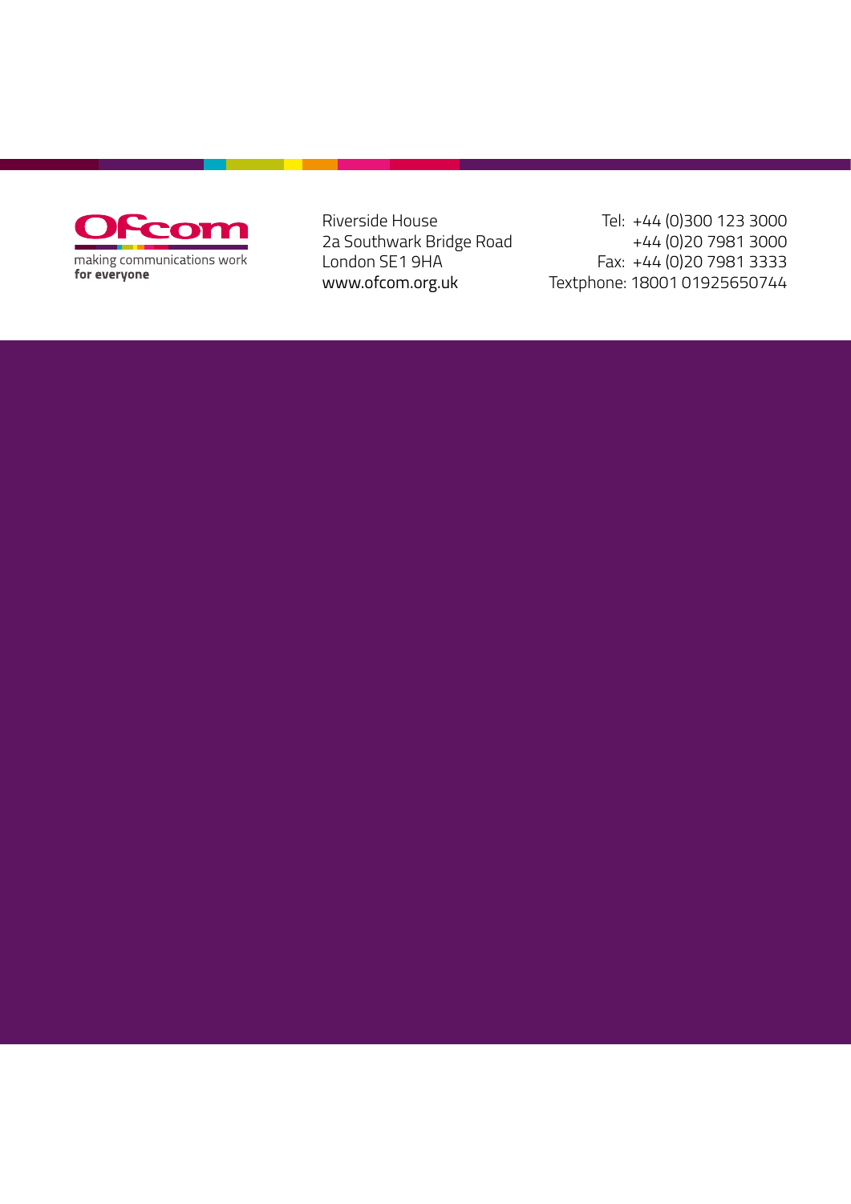Ofcom

making communications work
**for everyone**

Riverside House
2a Southwark Bridge Road
London SE1 9HA
www.ofcom.org.uk

Tel: +44 (0)300 123 3000
+44 (0)20 7981 3000
Fax: +44 (0)20 7981 3333
Textphone: 18001 01925650744